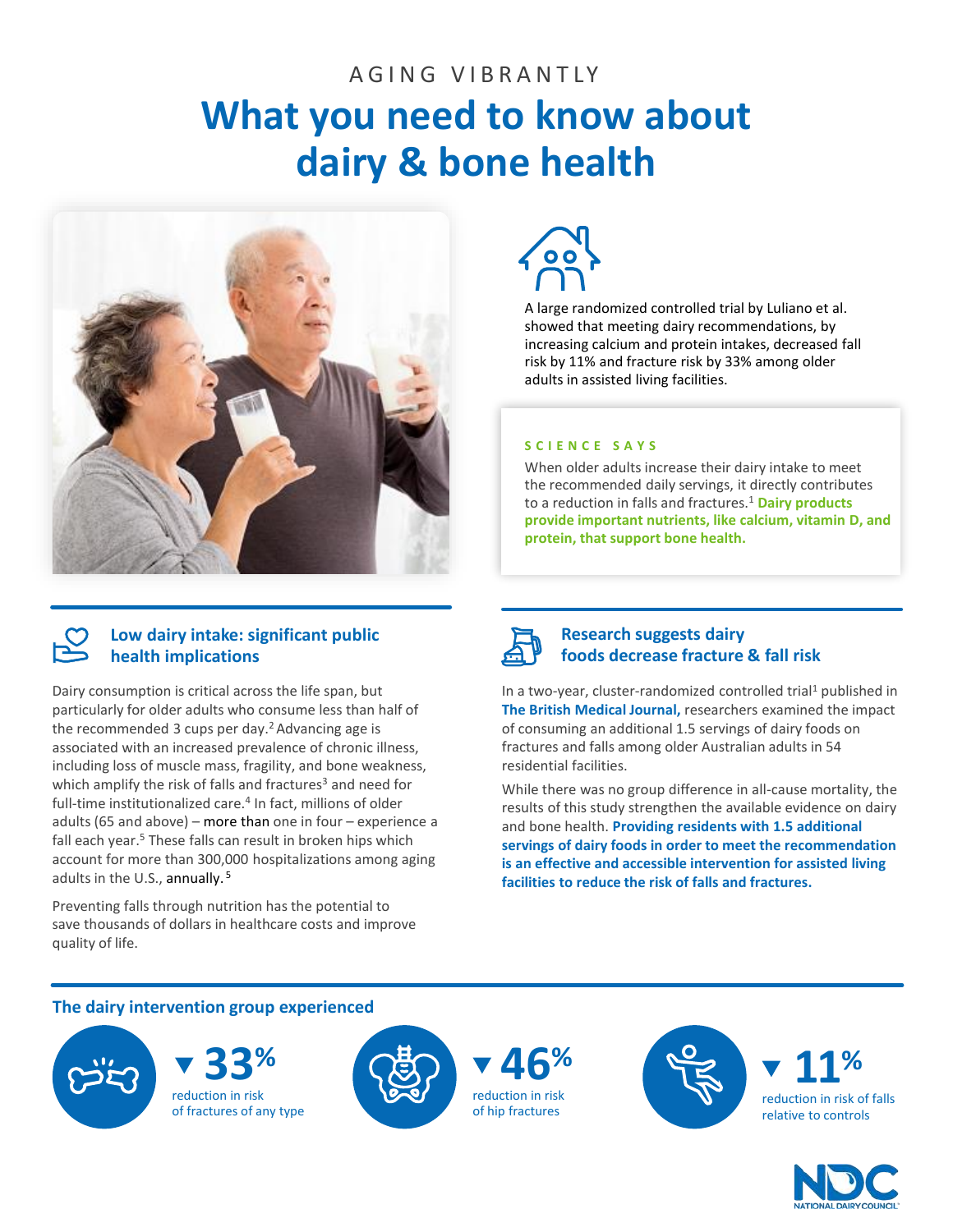AGING VIBRANTLY

# What you need to know about dairy & bone health

A large randomized controlled trial by Luliano et al. showed that meeting dairy recommendations, by increasing calcium and protein intakes, decreased fall risk by 11% and fracture risk by 33% among older adults in assisted living facilities.

**SCIENCE SAYS**

When older adults increase their dairy intake to meet the recommended daily servings, it directly contributes to a reduction in falls and fractures.[1] **Dairy products provide important nutrients, like calcium, vitamin D, and protein, that support bone health.**

## Low dairy intake: significant public health implications

Dairy consumption is critical across the life span, but particularly for older adults who consume less than half of the recommended 3 cups per day.[2] Advancing age is associated with an increased prevalence of chronic illness, including loss of muscle mass, fragility, and bone weakness, which amplify the risk of falls and fractures[3] and need for full-time institutionalized care.[4] In fact, millions of older adults (65 and above) – more than one in four – experience a fall each year.[5] These falls can result in broken hips which account for more than 300,000 hospitalizations among aging adults in the U.S., annually.[5]

Preventing falls through nutrition has the potential to save thousands of dollars in healthcare costs and improve quality of life.

## Research suggests dairy foods decrease fracture & fall risk

In a two-year, cluster-randomized controlled trial[1] published in **The British Medical Journal,** researchers examined the impact of consuming an additional 1.5 servings of dairy foods on fractures and falls among older Australian adults in 54 residential facilities.

While there was no group difference in all-cause mortality, the results of this study strengthen the available evidence on dairy and bone health. **Providing residents with 1.5 additional servings of dairy foods in order to meet the recommendation is an effective and accessible intervention for assisted living facilities to reduce the risk of falls and fractures.**

## The dairy intervention group experienced

- ▼ **33%** reduction in risk of fractures of any type
- ▼ **46%** reduction in risk of hip fractures
- ▼ **11%** reduction in risk of falls relative to controls

NATIONAL DAIRY COUNCIL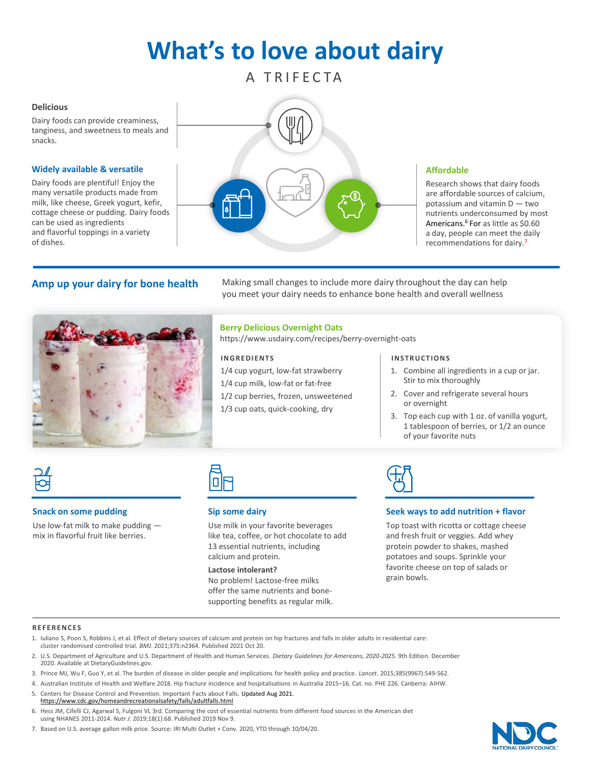# What's to love about dairy

A TRIFECTA

**Delicious**

Dairy foods can provide creaminess, tanginess, and sweetness to meals and snacks.

### Widely available & versatile

Dairy foods are plentiful! Enjoy the many versatile products made from milk, like cheese, Greek yogurt, kefir, cottage cheese or pudding. Dairy foods can be used as ingredients and flavorful toppings in a variety of dishes.

### Affordable

Research shows that dairy foods are affordable sources of calcium, potassium and vitamin D — two nutrients underconsumed by most Americans.[6] For as little as $0.60 a day, people can meet the daily recommendations for dairy.[7]

## Amp up your dairy for bone health

Making small changes to include more dairy throughout the day can help you meet your dairy needs to enhance bone health and overall wellness

### Berry Delicious Overnight Oats

https://www.usdairy.com/recipes/berry-overnight-oats

**INGREDIENTS**

1/4 cup yogurt, low-fat strawberry
1/4 cup milk, low-fat or fat-free
1/2 cup berries, frozen, unsweetened
1/3 cup oats, quick-cooking, dry

**INSTRUCTIONS**

1. Combine all ingredients in a cup or jar. Stir to mix thoroughly
2. Cover and refrigerate several hours or overnight
3. Top each cup with 1 oz. of vanilla yogurt, 1 tablespoon of berries, or 1/2 an ounce of your favorite nuts

### Snack on some pudding

Use low-fat milk to make pudding — mix in flavorful fruit like berries.

### Sip some dairy

Use milk in your favorite beverages like tea, coffee, or hot chocolate to add 13 essential nutrients, including calcium and protein.

**Lactose intolerant?**

No problem! Lactose-free milks offer the same nutrients and bone-supporting benefits as regular milk.

### Seek ways to add nutrition + flavor

Top toast with ricotta or cottage cheese and fresh fruit or veggies. Add whey protein powder to shakes, mashed potatoes and soups. Sprinkle your favorite cheese on top of salads or grain bowls.

**REFERENCES**

1. Iuliano S, Poon S, Robbins J, et al. Effect of dietary sources of calcium and protein on hip fractures and falls in older adults in residential care: cluster randomised controlled trial. *BMJ*. 2021;375:n2364. Published 2021 Oct 20.
2. U.S. Department of Agriculture and U.S. Department of Health and Human Services. *Dietary Guidelines for Americans, 2020-2025.* 9th Edition. December 2020. Available at DietaryGuidelines.gov.
3. Prince MJ, Wu F, Guo Y, et al. The burden of disease in older people and implications for health policy and practice. *Lancet*. 2015;385(9967):549-562.
4. Australian Institute of Health and Welfare 2018. Hip fracture incidence and hospitalisations in Australia 2015–16. Cat. no. PHE 226. Canberra: AIHW.
5. Centers for Disease Control and Prevention. Important Facts about Falls. Updated Aug 2021. https://www.cdc.gov/homeandrecreationalsafety/falls/adultfalls.html
6. Hess JM, Cifelli CJ, Agarwal S, Fulgoni VL 3rd. Comparing the cost of essential nutrients from different food sources in the American diet using NHANES 2011-2014. *Nutr J*. 2019;18(1):68. Published 2019 Nov 9.
7. Based on U.S. average gallon milk price. Source: IRI Multi Outlet + Conv. 2020, YTD through 10/04/20.

NDC NATIONAL DAIRY COUNCIL